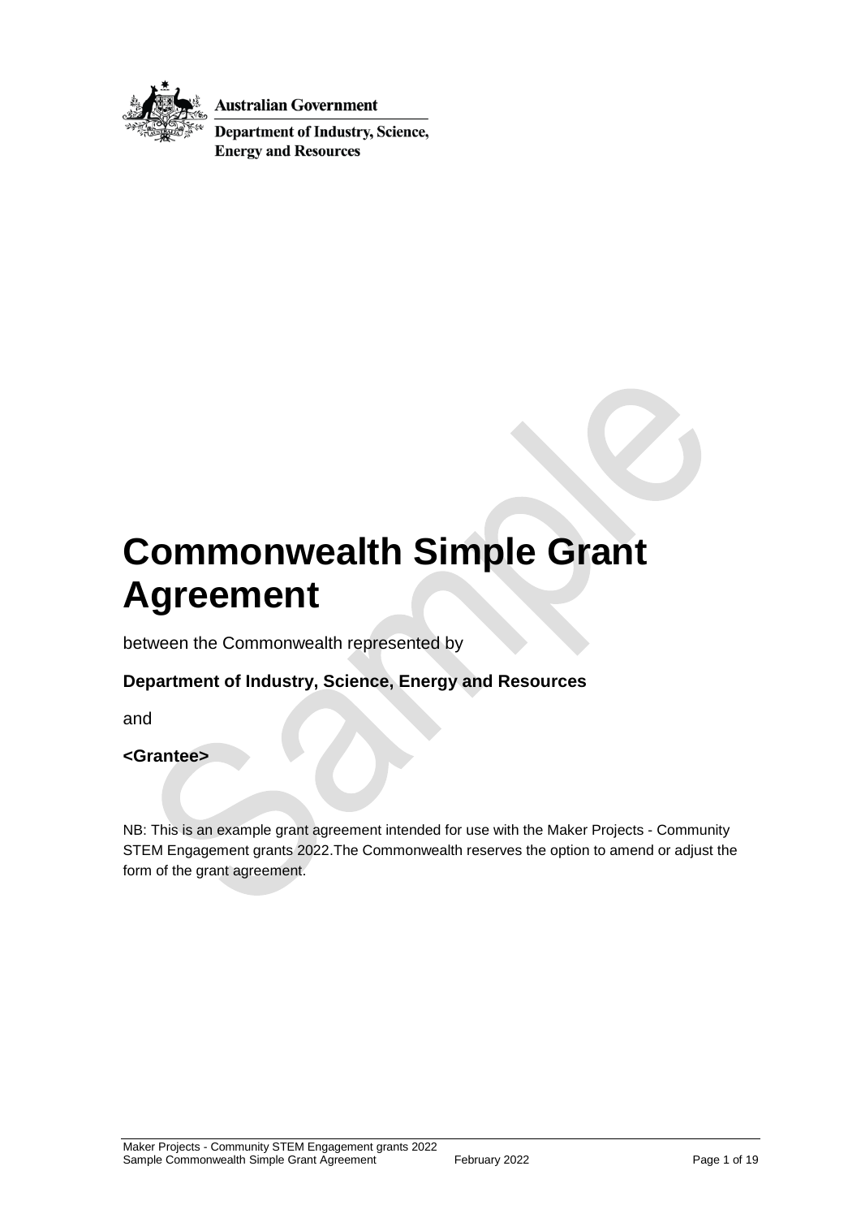Australian Government

Department of Industry, Science, Energy and Resources

# Commonwealth Simple Grant Agreement

between the Commonwealth represented by

**Department of Industry, Science, Energy and Resources**

and

**<Grantee>**

NB: This is an example grant agreement intended for use with the Maker Projects - Community STEM Engagement grants 2022.The Commonwealth reserves the option to amend or adjust the form of the grant agreement.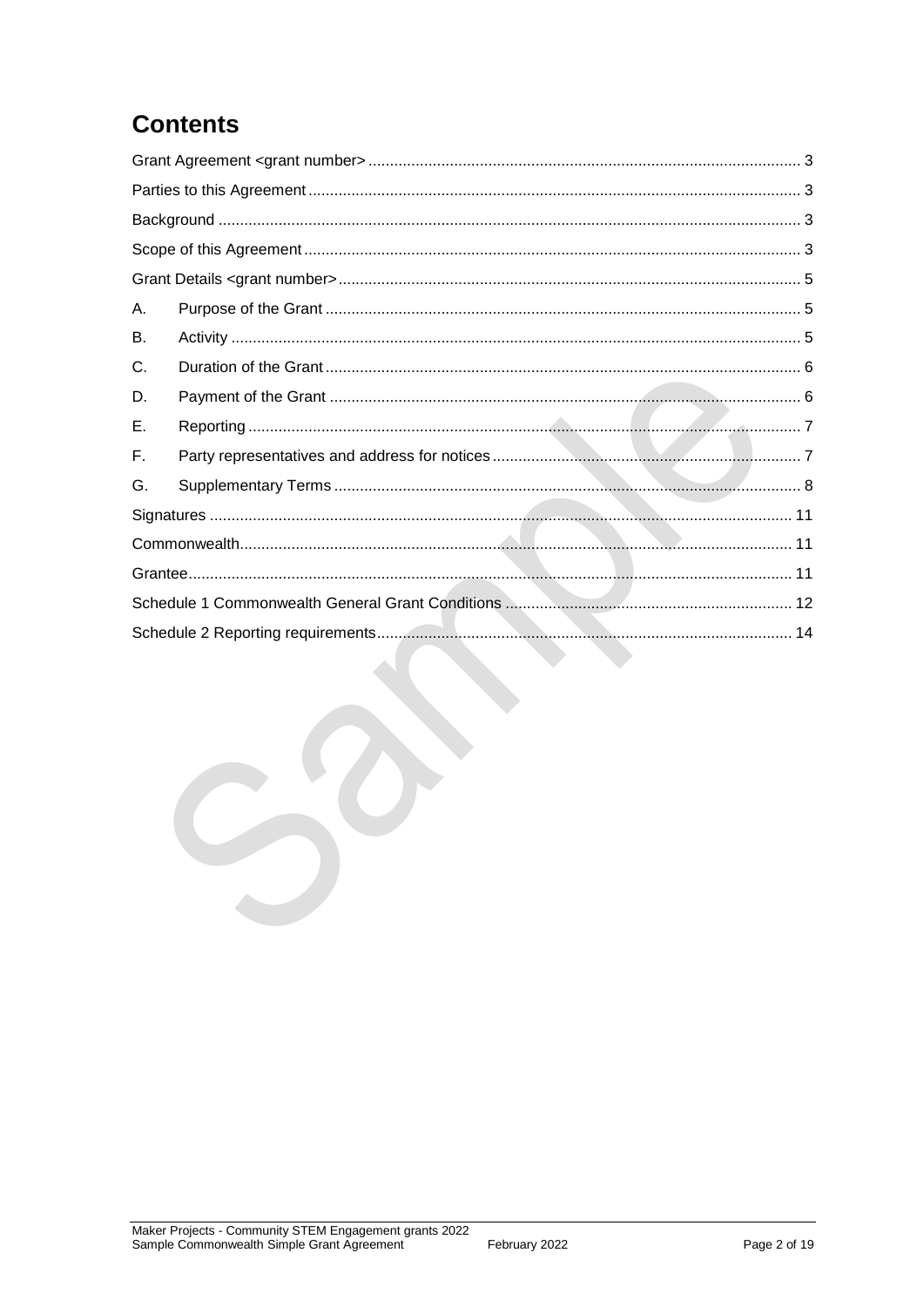# Contents

Grant Agreement <grant number> .................................................. 3

Parties to this Agreement .................................................. 3

Background .................................................. 3

Scope of this Agreement .................................................. 3

Grant Details <grant number> .................................................. 5

A. Purpose of the Grant .................................................. 5

B. Activity .................................................. 5

C. Duration of the Grant .................................................. 6

D. Payment of the Grant .................................................. 6

E. Reporting .................................................. 7

F. Party representatives and address for notices .................................................. 7

G. Supplementary Terms .................................................. 8

Signatures .................................................. 11

Commonwealth .................................................. 11

Grantee .................................................. 11

Schedule 1 Commonwealth General Grant Conditions .................................................. 12

Schedule 2 Reporting requirements .................................................. 14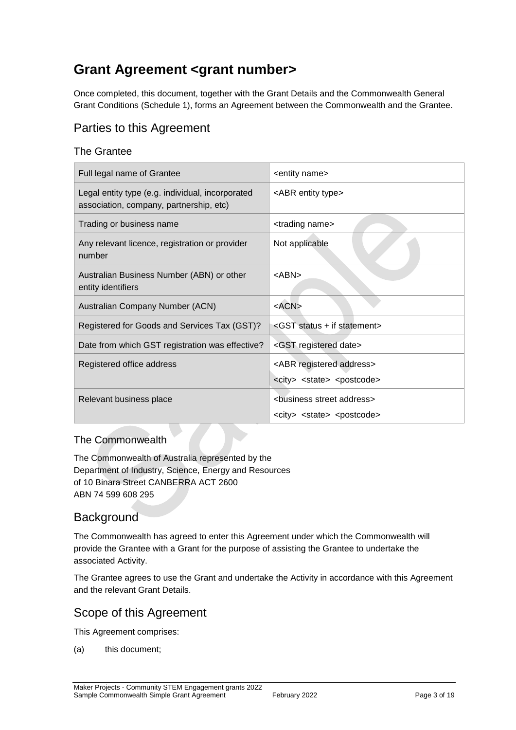# Grant Agreement <grant number>

Once completed, this document, together with the Grant Details and the Commonwealth General Grant Conditions (Schedule 1), forms an Agreement between the Commonwealth and the Grantee.

## Parties to this Agreement

### The Grantee

| Full legal name of Grantee | <entity name> |
|---|---|
| Legal entity type (e.g. individual, incorporated association, company, partnership, etc) | <ABR entity type> |
| Trading or business name | <trading name> |
| Any relevant licence, registration or provider number | Not applicable |
| Australian Business Number (ABN) or other entity identifiers | <ABN> |
| Australian Company Number (ACN) | <ACN> |
| Registered for Goods and Services Tax (GST)? | <GST status + if statement> |
| Date from which GST registration was effective? | <GST registered date> |
| Registered office address | <ABR registered address><br><city> <state> <postcode> |
| Relevant business place | <business street address><br><city> <state> <postcode> |

### The Commonwealth

The Commonwealth of Australia represented by the
Department of Industry, Science, Energy and Resources
of 10 Binara Street CANBERRA ACT 2600
ABN 74 599 608 295

## Background

The Commonwealth has agreed to enter this Agreement under which the Commonwealth will provide the Grantee with a Grant for the purpose of assisting the Grantee to undertake the associated Activity.

The Grantee agrees to use the Grant and undertake the Activity in accordance with this Agreement and the relevant Grant Details.

## Scope of this Agreement

This Agreement comprises:

(a) this document;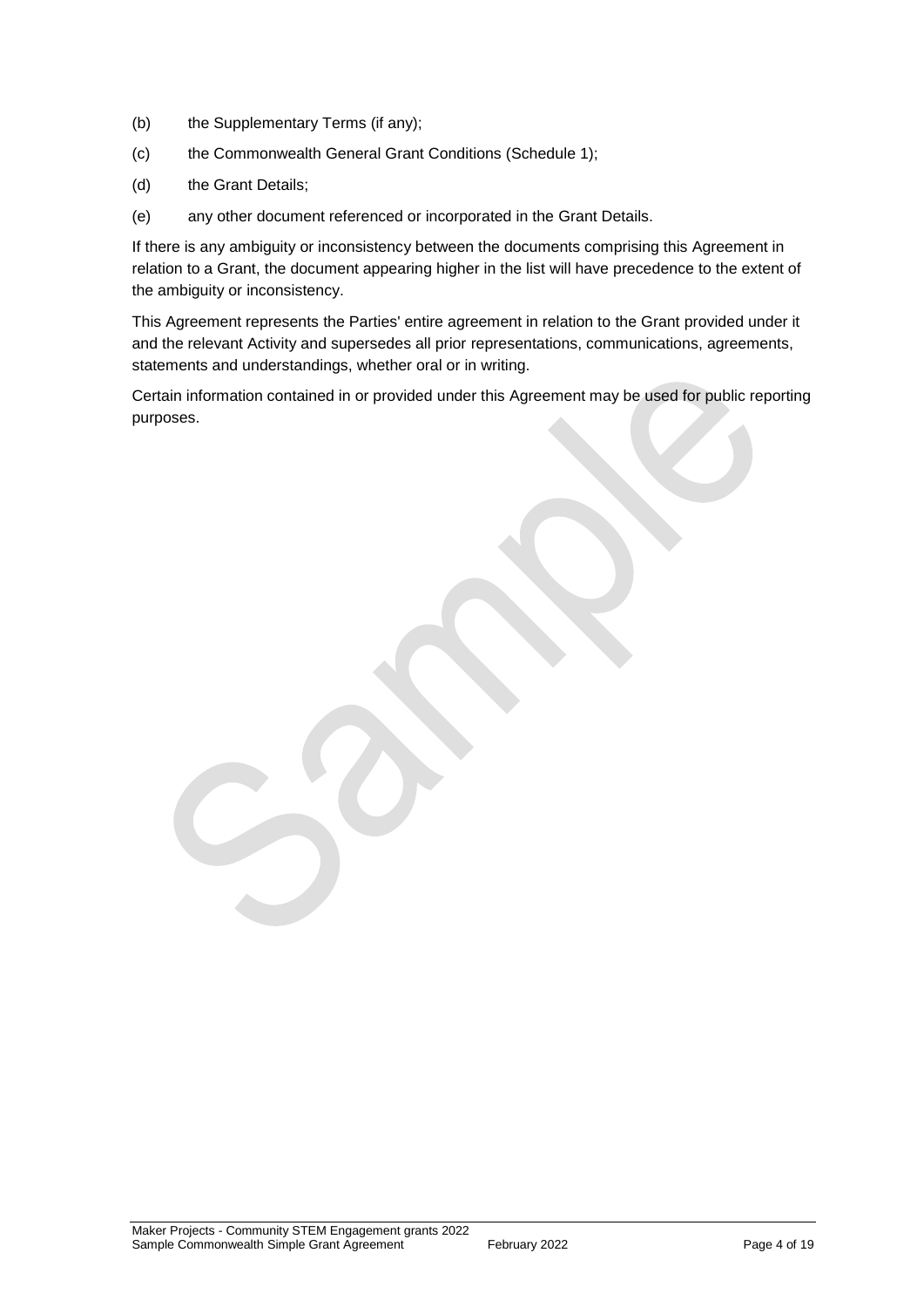(b) the Supplementary Terms (if any);

(c) the Commonwealth General Grant Conditions (Schedule 1);

(d) the Grant Details;

(e) any other document referenced or incorporated in the Grant Details.

If there is any ambiguity or inconsistency between the documents comprising this Agreement in relation to a Grant, the document appearing higher in the list will have precedence to the extent of the ambiguity or inconsistency.

This Agreement represents the Parties' entire agreement in relation to the Grant provided under it and the relevant Activity and supersedes all prior representations, communications, agreements, statements and understandings, whether oral or in writing.

Certain information contained in or provided under this Agreement may be used for public reporting purposes.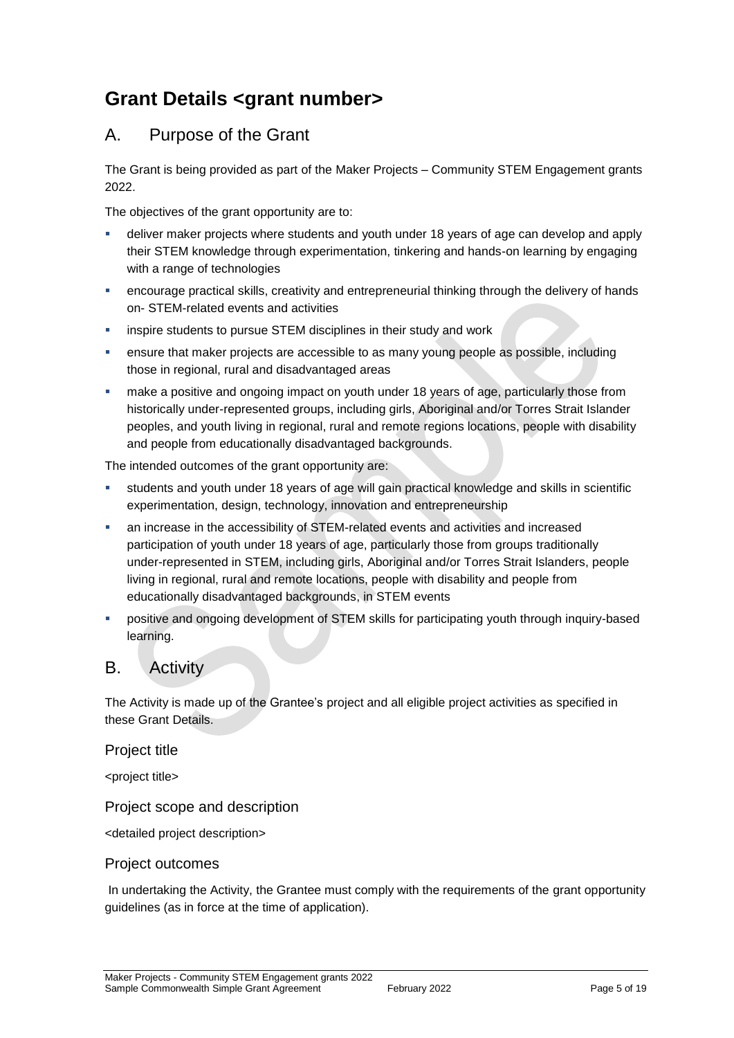# Grant Details <grant number>

## A. Purpose of the Grant

The Grant is being provided as part of the Maker Projects – Community STEM Engagement grants 2022.

The objectives of the grant opportunity are to:

- deliver maker projects where students and youth under 18 years of age can develop and apply their STEM knowledge through experimentation, tinkering and hands-on learning by engaging with a range of technologies
- encourage practical skills, creativity and entrepreneurial thinking through the delivery of hands on- STEM-related events and activities
- inspire students to pursue STEM disciplines in their study and work
- ensure that maker projects are accessible to as many young people as possible, including those in regional, rural and disadvantaged areas
- make a positive and ongoing impact on youth under 18 years of age, particularly those from historically under-represented groups, including girls, Aboriginal and/or Torres Strait Islander peoples, and youth living in regional, rural and remote regions locations, people with disability and people from educationally disadvantaged backgrounds.

The intended outcomes of the grant opportunity are:

- students and youth under 18 years of age will gain practical knowledge and skills in scientific experimentation, design, technology, innovation and entrepreneurship
- an increase in the accessibility of STEM-related events and activities and increased participation of youth under 18 years of age, particularly those from groups traditionally under-represented in STEM, including girls, Aboriginal and/or Torres Strait Islanders, people living in regional, rural and remote locations, people with disability and people from educationally disadvantaged backgrounds, in STEM events
- positive and ongoing development of STEM skills for participating youth through inquiry-based learning.

## B. Activity

The Activity is made up of the Grantee's project and all eligible project activities as specified in these Grant Details.

### Project title

<project title>

### Project scope and description

<detailed project description>

### Project outcomes

In undertaking the Activity, the Grantee must comply with the requirements of the grant opportunity guidelines (as in force at the time of application).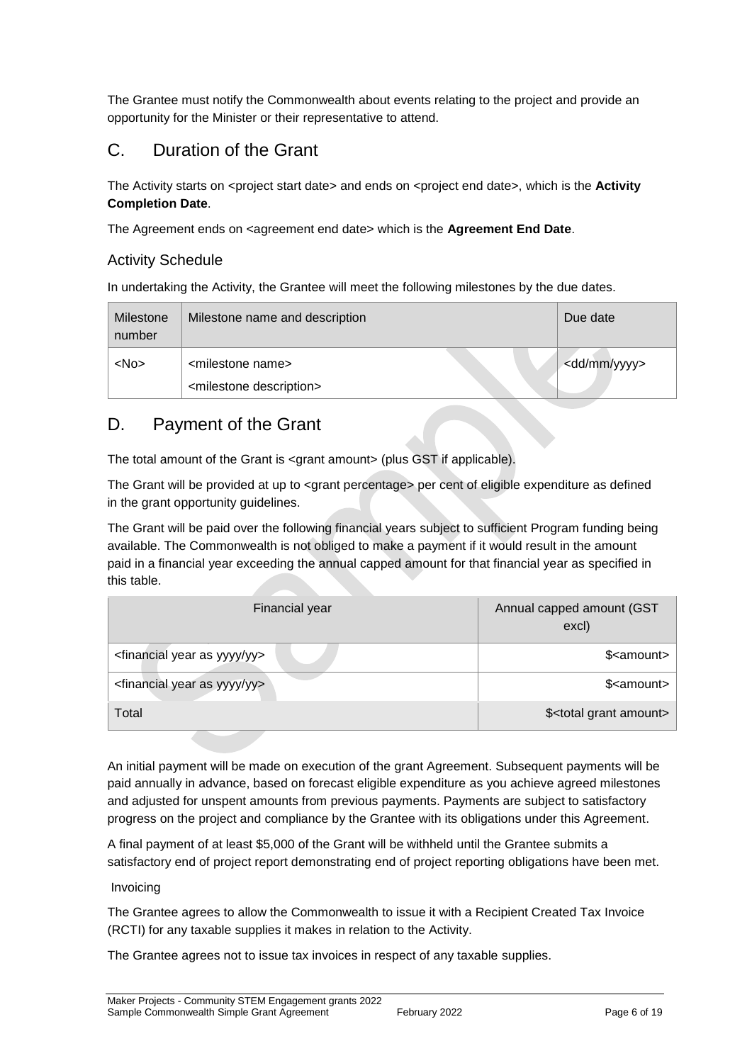The Grantee must notify the Commonwealth about events relating to the project and provide an opportunity for the Minister or their representative to attend.

## C. Duration of the Grant

The Activity starts on <project start date> and ends on <project end date>, which is the **Activity Completion Date**.

The Agreement ends on <agreement end date> which is the **Agreement End Date**.

### Activity Schedule

In undertaking the Activity, the Grantee will meet the following milestones by the due dates.

| Milestone number | Milestone name and description | Due date |
|---|---|---|
| <No> | <milestone name><br><milestone description> | <dd/mm/yyyy> |

## D. Payment of the Grant

The total amount of the Grant is <grant amount> (plus GST if applicable).

The Grant will be provided at up to <grant percentage> per cent of eligible expenditure as defined in the grant opportunity guidelines.

The Grant will be paid over the following financial years subject to sufficient Program funding being available. The Commonwealth is not obliged to make a payment if it would result in the amount paid in a financial year exceeding the annual capped amount for that financial year as specified in this table.

| Financial year | Annual capped amount (GST excl) |
|---|---|
| <financial year as yyyy/yy> | $<amount> |
| <financial year as yyyy/yy> | $<amount> |
| Total | $<total grant amount> |

An initial payment will be made on execution of the grant Agreement. Subsequent payments will be paid annually in advance, based on forecast eligible expenditure as you achieve agreed milestones and adjusted for unspent amounts from previous payments. Payments are subject to satisfactory progress on the project and compliance by the Grantee with its obligations under this Agreement.

A final payment of at least $5,000 of the Grant will be withheld until the Grantee submits a satisfactory end of project report demonstrating end of project reporting obligations have been met.

Invoicing

The Grantee agrees to allow the Commonwealth to issue it with a Recipient Created Tax Invoice (RCTI) for any taxable supplies it makes in relation to the Activity.

The Grantee agrees not to issue tax invoices in respect of any taxable supplies.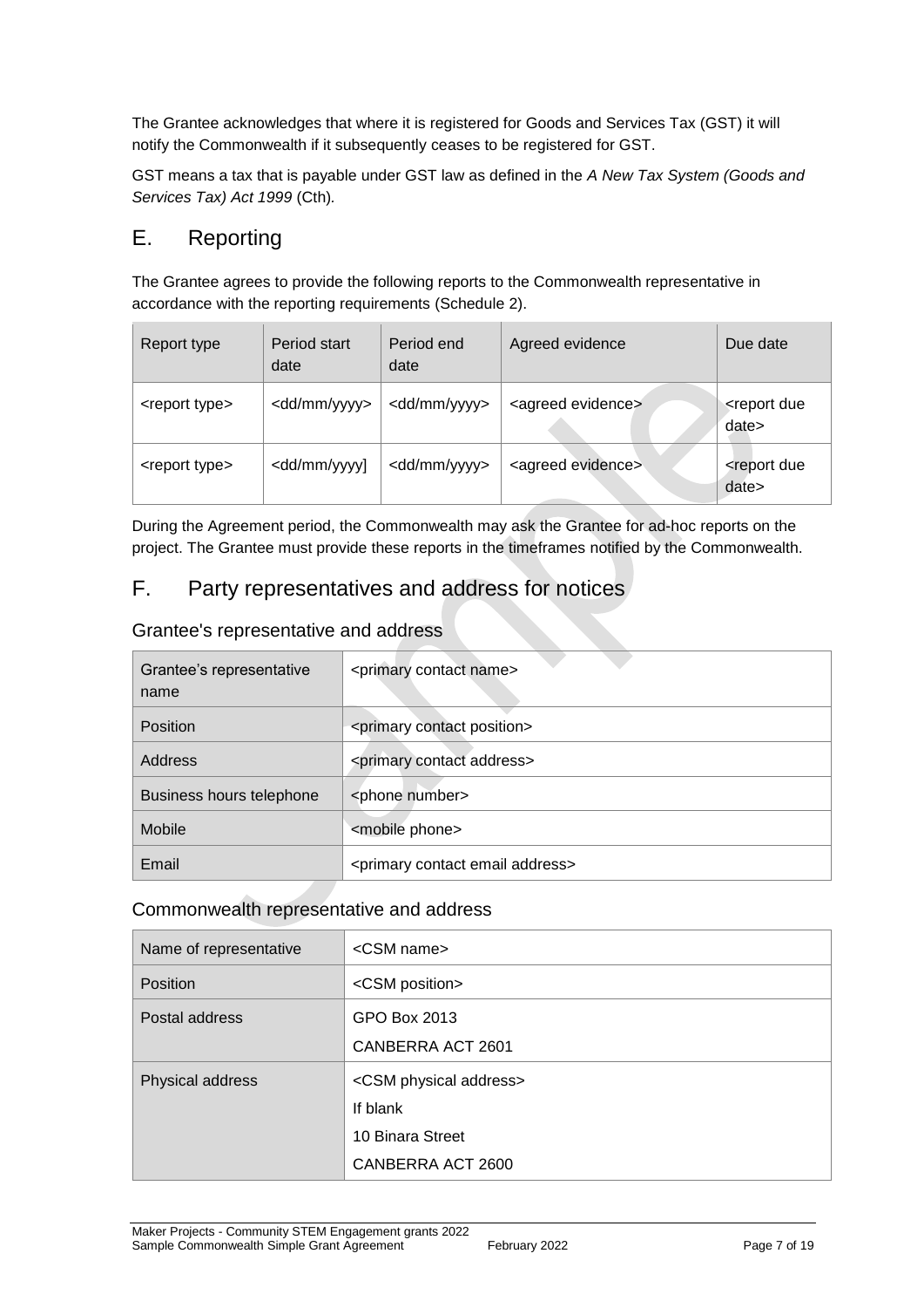The Grantee acknowledges that where it is registered for Goods and Services Tax (GST) it will notify the Commonwealth if it subsequently ceases to be registered for GST.

GST means a tax that is payable under GST law as defined in the *A New Tax System (Goods and Services Tax) Act 1999* (Cth).

## E. Reporting

The Grantee agrees to provide the following reports to the Commonwealth representative in accordance with the reporting requirements (Schedule 2).

| Report type | Period start date | Period end date | Agreed evidence | Due date |
|---|---|---|---|---|
| <report type> | <dd/mm/yyyy> | <dd/mm/yyyy> | <agreed evidence> | <report due date> |
| <report type> | <dd/mm/yyyy] | <dd/mm/yyyy> | <agreed evidence> | <report due date> |

During the Agreement period, the Commonwealth may ask the Grantee for ad-hoc reports on the project. The Grantee must provide these reports in the timeframes notified by the Commonwealth.

## F. Party representatives and address for notices

### Grantee's representative and address

| | |
|---|---|
| Grantee's representative name | <primary contact name> |
| Position | <primary contact position> |
| Address | <primary contact address> |
| Business hours telephone | <phone number> |
| Mobile | <mobile phone> |
| Email | <primary contact email address> |

### Commonwealth representative and address

| | |
|---|---|
| Name of representative | <CSM name> |
| Position | <CSM position> |
| Postal address | GPO Box 2013<br>CANBERRA ACT 2601 |
| Physical address | <CSM physical address><br>If blank<br>10 Binara Street<br>CANBERRA ACT 2600 |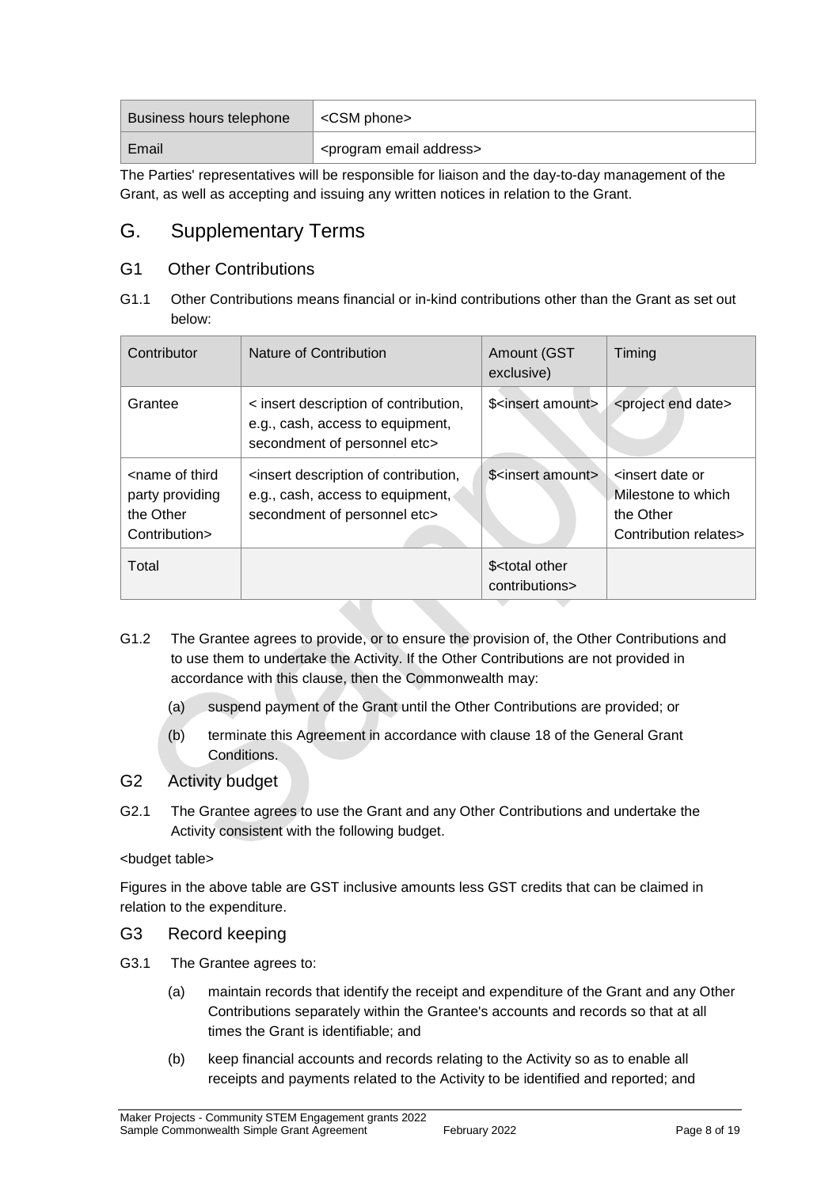| Business hours telephone | <CSM phone> |
| --- | --- |
| Email | <program email address> |

The Parties' representatives will be responsible for liaison and the day-to-day management of the Grant, as well as accepting and issuing any written notices in relation to the Grant.

# G. Supplementary Terms

## G1 Other Contributions

G1.1 Other Contributions means financial or in-kind contributions other than the Grant as set out below:

| Contributor | Nature of Contribution | Amount (GST exclusive) | Timing |
| --- | --- | --- | --- |
| Grantee | < insert description of contribution, e.g., cash, access to equipment, secondment of personnel etc> | $<insert amount> | <project end date> |
| <name of third party providing the Other Contribution> | <insert description of contribution, e.g., cash, access to equipment, secondment of personnel etc> | $<insert amount> | <insert date or Milestone to which the Other Contribution relates> |
| Total | | $<total other contributions> | |

G1.2 The Grantee agrees to provide, or to ensure the provision of, the Other Contributions and to use them to undertake the Activity. If the Other Contributions are not provided in accordance with this clause, then the Commonwealth may:

(a) suspend payment of the Grant until the Other Contributions are provided; or

(b) terminate this Agreement in accordance with clause 18 of the General Grant Conditions.

## G2 Activity budget

G2.1 The Grantee agrees to use the Grant and any Other Contributions and undertake the Activity consistent with the following budget.

<budget table>

Figures in the above table are GST inclusive amounts less GST credits that can be claimed in relation to the expenditure.

## G3 Record keeping

G3.1 The Grantee agrees to:

(a) maintain records that identify the receipt and expenditure of the Grant and any Other Contributions separately within the Grantee's accounts and records so that at all times the Grant is identifiable; and

(b) keep financial accounts and records relating to the Activity so as to enable all receipts and payments related to the Activity to be identified and reported; and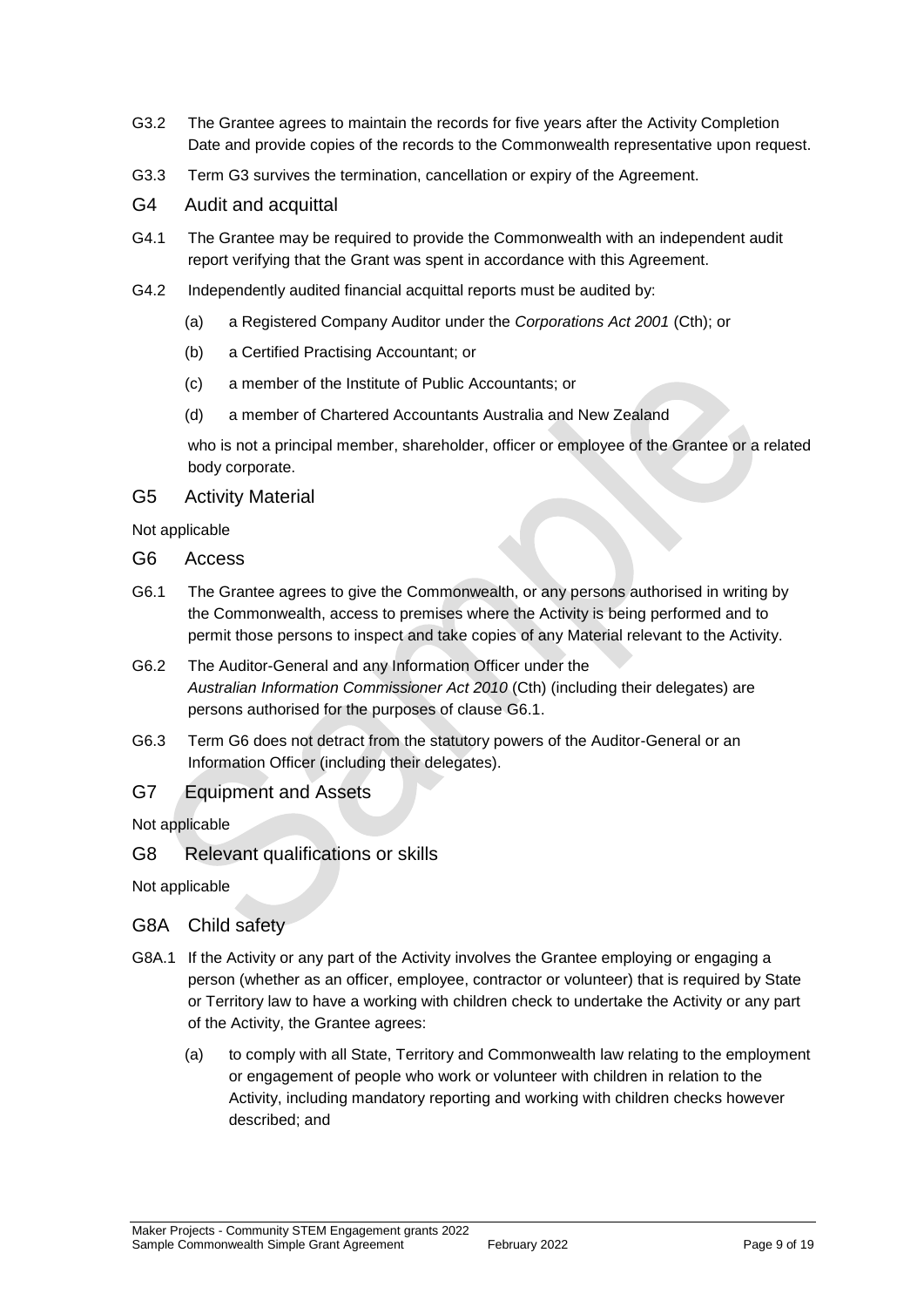G3.2 The Grantee agrees to maintain the records for five years after the Activity Completion Date and provide copies of the records to the Commonwealth representative upon request.

G3.3 Term G3 survives the termination, cancellation or expiry of the Agreement.

## G4 Audit and acquittal

G4.1 The Grantee may be required to provide the Commonwealth with an independent audit report verifying that the Grant was spent in accordance with this Agreement.

G4.2 Independently audited financial acquittal reports must be audited by:

(a) a Registered Company Auditor under the *Corporations Act 2001* (Cth); or

(b) a Certified Practising Accountant; or

(c) a member of the Institute of Public Accountants; or

(d) a member of Chartered Accountants Australia and New Zealand

who is not a principal member, shareholder, officer or employee of the Grantee or a related body corporate.

## G5 Activity Material

Not applicable

## G6 Access

G6.1 The Grantee agrees to give the Commonwealth, or any persons authorised in writing by the Commonwealth, access to premises where the Activity is being performed and to permit those persons to inspect and take copies of any Material relevant to the Activity.

G6.2 The Auditor-General and any Information Officer under the *Australian Information Commissioner Act 2010* (Cth) (including their delegates) are persons authorised for the purposes of clause G6.1.

G6.3 Term G6 does not detract from the statutory powers of the Auditor-General or an Information Officer (including their delegates).

## G7 Equipment and Assets

Not applicable

## G8 Relevant qualifications or skills

Not applicable

## G8A Child safety

G8A.1 If the Activity or any part of the Activity involves the Grantee employing or engaging a person (whether as an officer, employee, contractor or volunteer) that is required by State or Territory law to have a working with children check to undertake the Activity or any part of the Activity, the Grantee agrees:

(a) to comply with all State, Territory and Commonwealth law relating to the employment or engagement of people who work or volunteer with children in relation to the Activity, including mandatory reporting and working with children checks however described; and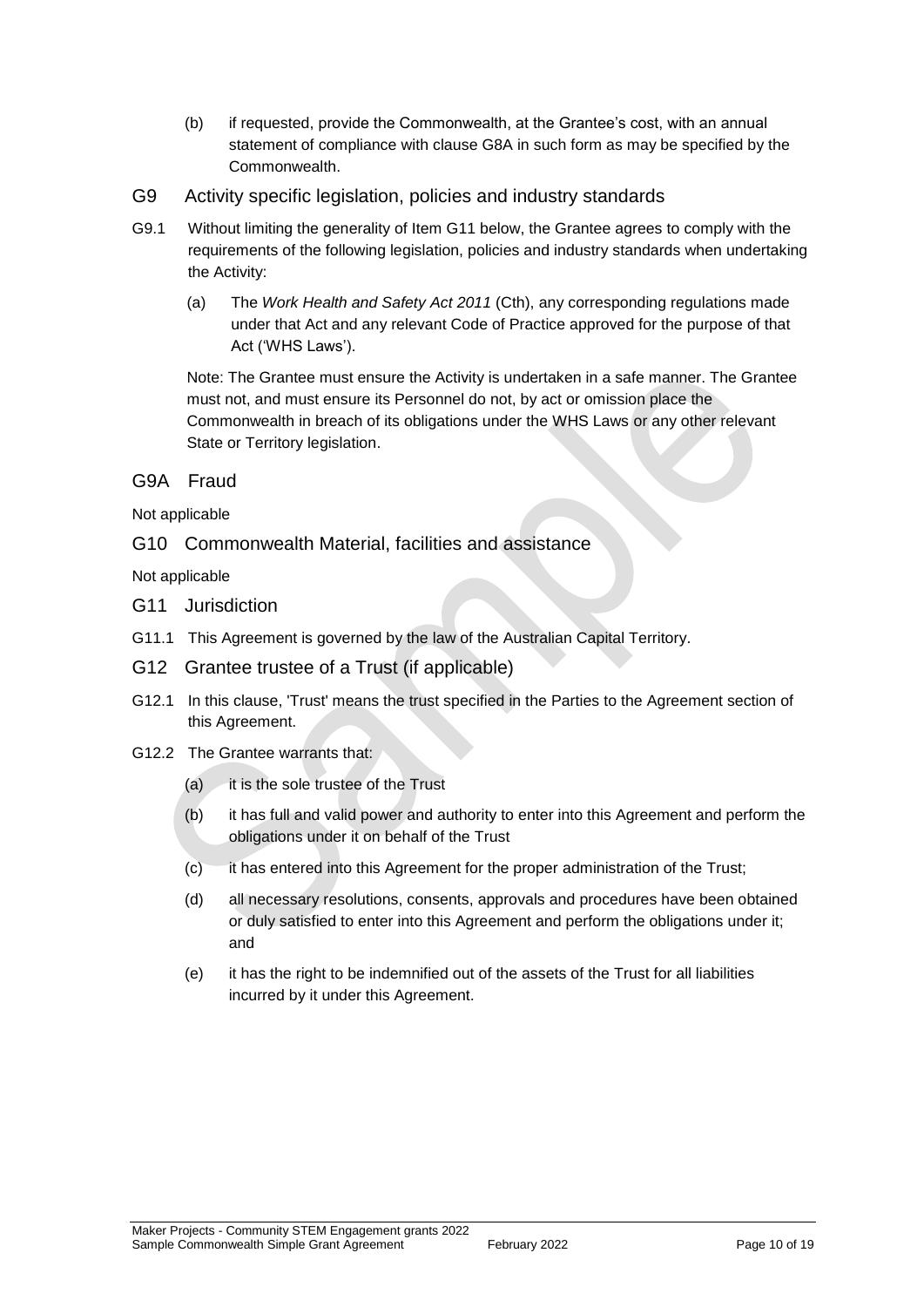(b) if requested, provide the Commonwealth, at the Grantee's cost, with an annual statement of compliance with clause G8A in such form as may be specified by the Commonwealth.

## G9 Activity specific legislation, policies and industry standards

G9.1 Without limiting the generality of Item G11 below, the Grantee agrees to comply with the requirements of the following legislation, policies and industry standards when undertaking the Activity:

(a) The *Work Health and Safety Act 2011* (Cth), any corresponding regulations made under that Act and any relevant Code of Practice approved for the purpose of that Act ('WHS Laws').

Note: The Grantee must ensure the Activity is undertaken in a safe manner. The Grantee must not, and must ensure its Personnel do not, by act or omission place the Commonwealth in breach of its obligations under the WHS Laws or any other relevant State or Territory legislation.

## G9A Fraud

Not applicable

## G10 Commonwealth Material, facilities and assistance

Not applicable

## G11 Jurisdiction

G11.1 This Agreement is governed by the law of the Australian Capital Territory.

## G12 Grantee trustee of a Trust (if applicable)

G12.1 In this clause, 'Trust' means the trust specified in the Parties to the Agreement section of this Agreement.

G12.2 The Grantee warrants that:

(a) it is the sole trustee of the Trust

(b) it has full and valid power and authority to enter into this Agreement and perform the obligations under it on behalf of the Trust

(c) it has entered into this Agreement for the proper administration of the Trust;

(d) all necessary resolutions, consents, approvals and procedures have been obtained or duly satisfied to enter into this Agreement and perform the obligations under it; and

(e) it has the right to be indemnified out of the assets of the Trust for all liabilities incurred by it under this Agreement.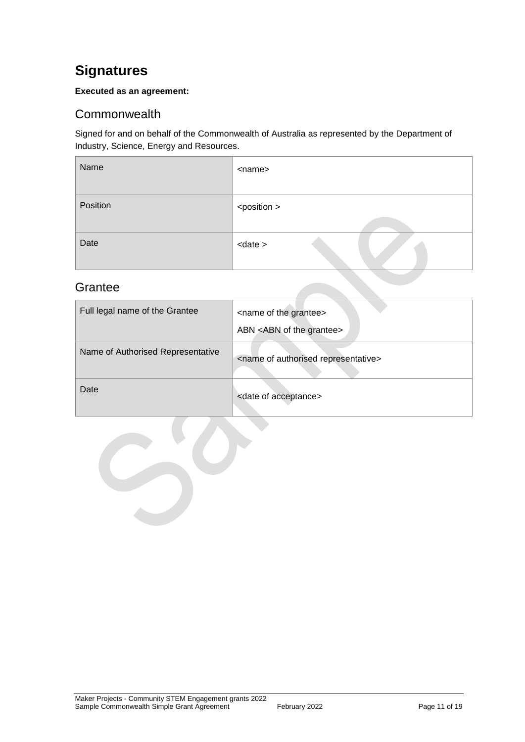# Signatures

**Executed as an agreement:**

## Commonwealth

Signed for and on behalf of the Commonwealth of Australia as represented by the Department of Industry, Science, Energy and Resources.

| | |
|---|---|
| Name | <name> |
| Position | <position > |
| Date | <date > |

## Grantee

| | |
|---|---|
| Full legal name of the Grantee | <name of the grantee><br>ABN <ABN of the grantee> |
| Name of Authorised Representative | <name of authorised representative> |
| Date | <date of acceptance> |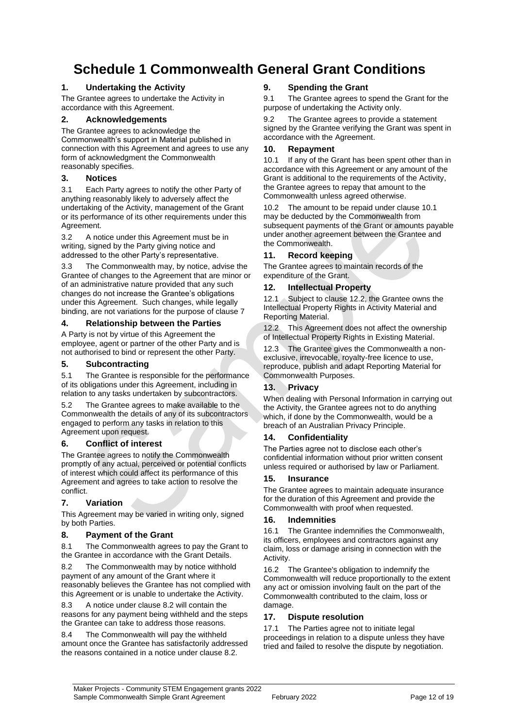# Schedule 1 Commonwealth General Grant Conditions

## 1. Undertaking the Activity

The Grantee agrees to undertake the Activity in accordance with this Agreement.

## 2. Acknowledgements

The Grantee agrees to acknowledge the Commonwealth's support in Material published in connection with this Agreement and agrees to use any form of acknowledgment the Commonwealth reasonably specifies.

## 3. Notices

3.1 Each Party agrees to notify the other Party of anything reasonably likely to adversely affect the undertaking of the Activity, management of the Grant or its performance of its other requirements under this Agreement.

3.2 A notice under this Agreement must be in writing, signed by the Party giving notice and addressed to the other Party's representative.

3.3 The Commonwealth may, by notice, advise the Grantee of changes to the Agreement that are minor or of an administrative nature provided that any such changes do not increase the Grantee's obligations under this Agreement. Such changes, while legally binding, are not variations for the purpose of clause 7

## 4. Relationship between the Parties

A Party is not by virtue of this Agreement the employee, agent or partner of the other Party and is not authorised to bind or represent the other Party.

## 5. Subcontracting

5.1 The Grantee is responsible for the performance of its obligations under this Agreement, including in relation to any tasks undertaken by subcontractors.

5.2 The Grantee agrees to make available to the Commonwealth the details of any of its subcontractors engaged to perform any tasks in relation to this Agreement upon request.

## 6. Conflict of interest

The Grantee agrees to notify the Commonwealth promptly of any actual, perceived or potential conflicts of interest which could affect its performance of this Agreement and agrees to take action to resolve the conflict.

## 7. Variation

This Agreement may be varied in writing only, signed by both Parties.

## 8. Payment of the Grant

8.1 The Commonwealth agrees to pay the Grant to the Grantee in accordance with the Grant Details.

8.2 The Commonwealth may by notice withhold payment of any amount of the Grant where it reasonably believes the Grantee has not complied with this Agreement or is unable to undertake the Activity.

8.3 A notice under clause 8.2 will contain the reasons for any payment being withheld and the steps the Grantee can take to address those reasons.

8.4 The Commonwealth will pay the withheld amount once the Grantee has satisfactorily addressed the reasons contained in a notice under clause 8.2.

## 9. Spending the Grant

9.1 The Grantee agrees to spend the Grant for the purpose of undertaking the Activity only.

9.2 The Grantee agrees to provide a statement signed by the Grantee verifying the Grant was spent in accordance with the Agreement.

## 10. Repayment

10.1 If any of the Grant has been spent other than in accordance with this Agreement or any amount of the Grant is additional to the requirements of the Activity, the Grantee agrees to repay that amount to the Commonwealth unless agreed otherwise.

10.2 The amount to be repaid under clause 10.1 may be deducted by the Commonwealth from subsequent payments of the Grant or amounts payable under another agreement between the Grantee and the Commonwealth.

## 11. Record keeping

The Grantee agrees to maintain records of the expenditure of the Grant.

## 12. Intellectual Property

12.1 Subject to clause 12.2, the Grantee owns the Intellectual Property Rights in Activity Material and Reporting Material.

12.2 This Agreement does not affect the ownership of Intellectual Property Rights in Existing Material.

12.3 The Grantee gives the Commonwealth a non-exclusive, irrevocable, royalty-free licence to use, reproduce, publish and adapt Reporting Material for Commonwealth Purposes.

## 13. Privacy

When dealing with Personal Information in carrying out the Activity, the Grantee agrees not to do anything which, if done by the Commonwealth, would be a breach of an Australian Privacy Principle.

## 14. Confidentiality

The Parties agree not to disclose each other's confidential information without prior written consent unless required or authorised by law or Parliament.

## 15. Insurance

The Grantee agrees to maintain adequate insurance for the duration of this Agreement and provide the Commonwealth with proof when requested.

## 16. Indemnities

16.1 The Grantee indemnifies the Commonwealth, its officers, employees and contractors against any claim, loss or damage arising in connection with the Activity.

16.2 The Grantee's obligation to indemnify the Commonwealth will reduce proportionally to the extent any act or omission involving fault on the part of the Commonwealth contributed to the claim, loss or damage.

## 17. Dispute resolution

17.1 The Parties agree not to initiate legal proceedings in relation to a dispute unless they have tried and failed to resolve the dispute by negotiation.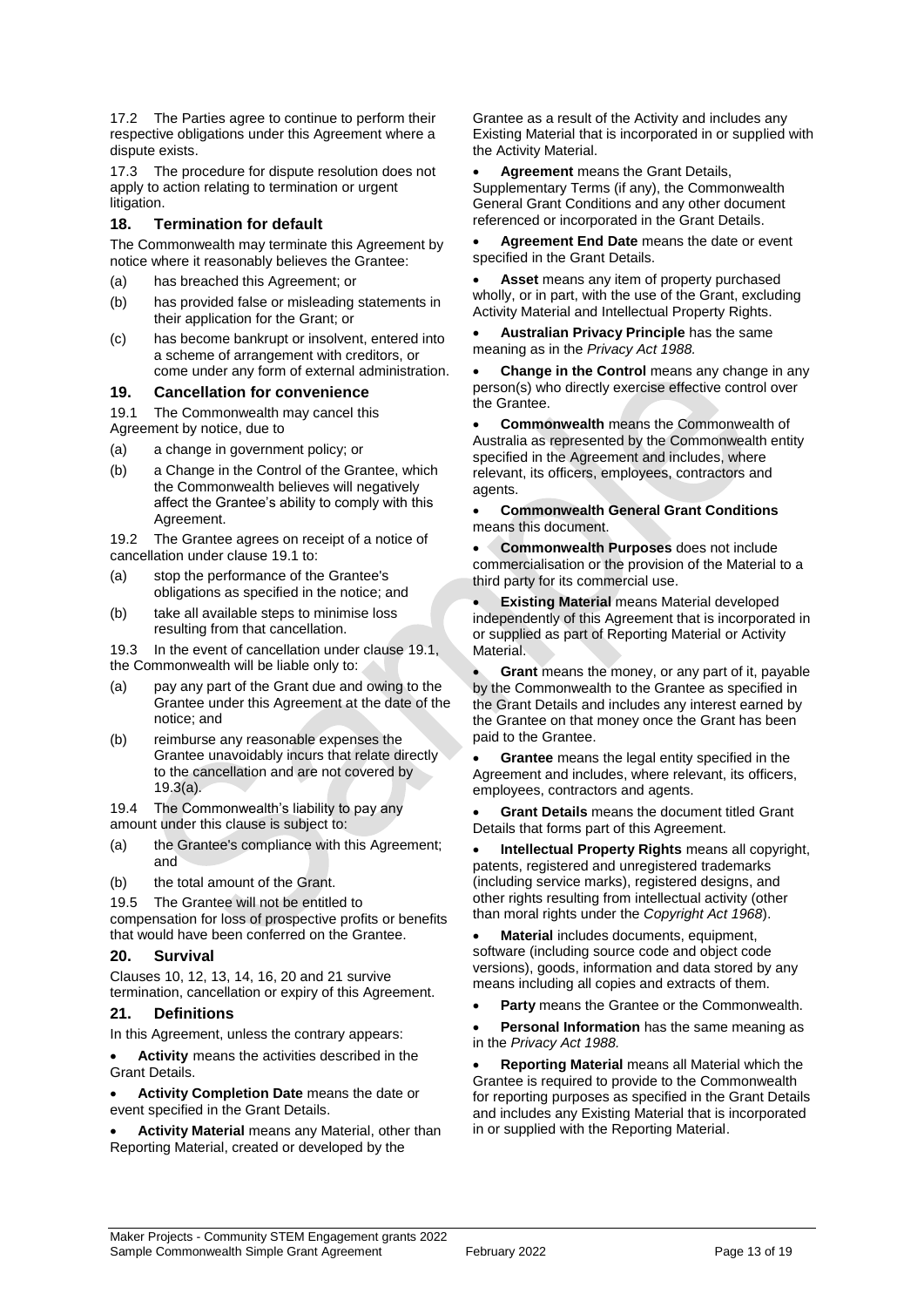17.2 The Parties agree to continue to perform their respective obligations under this Agreement where a dispute exists.

17.3 The procedure for dispute resolution does not apply to action relating to termination or urgent litigation.

## 18. Termination for default

The Commonwealth may terminate this Agreement by notice where it reasonably believes the Grantee:

(a) has breached this Agreement; or

(b) has provided false or misleading statements in their application for the Grant; or

(c) has become bankrupt or insolvent, entered into a scheme of arrangement with creditors, or come under any form of external administration.

## 19. Cancellation for convenience

19.1 The Commonwealth may cancel this Agreement by notice, due to

(a) a change in government policy; or

(b) a Change in the Control of the Grantee, which the Commonwealth believes will negatively affect the Grantee's ability to comply with this Agreement.

19.2 The Grantee agrees on receipt of a notice of cancellation under clause 19.1 to:

(a) stop the performance of the Grantee's obligations as specified in the notice; and

(b) take all available steps to minimise loss resulting from that cancellation.

19.3 In the event of cancellation under clause 19.1, the Commonwealth will be liable only to:

(a) pay any part of the Grant due and owing to the Grantee under this Agreement at the date of the notice; and

(b) reimburse any reasonable expenses the Grantee unavoidably incurs that relate directly to the cancellation and are not covered by 19.3(a).

19.4 The Commonwealth's liability to pay any amount under this clause is subject to:

(a) the Grantee's compliance with this Agreement; and

(b) the total amount of the Grant.

19.5 The Grantee will not be entitled to compensation for loss of prospective profits or benefits that would have been conferred on the Grantee.

## 20. Survival

Clauses 10, 12, 13, 14, 16, 20 and 21 survive termination, cancellation or expiry of this Agreement.

## 21. Definitions

In this Agreement, unless the contrary appears:

- **Activity** means the activities described in the Grant Details.
- **Activity Completion Date** means the date or event specified in the Grant Details.
- **Activity Material** means any Material, other than Reporting Material, created or developed by the Grantee as a result of the Activity and includes any Existing Material that is incorporated in or supplied with the Activity Material.
- **Agreement** means the Grant Details, Supplementary Terms (if any), the Commonwealth General Grant Conditions and any other document referenced or incorporated in the Grant Details.
- **Agreement End Date** means the date or event specified in the Grant Details.
- **Asset** means any item of property purchased wholly, or in part, with the use of the Grant, excluding Activity Material and Intellectual Property Rights.
- **Australian Privacy Principle** has the same meaning as in the *Privacy Act 1988.*
- **Change in the Control** means any change in any person(s) who directly exercise effective control over the Grantee.
- **Commonwealth** means the Commonwealth of Australia as represented by the Commonwealth entity specified in the Agreement and includes, where relevant, its officers, employees, contractors and agents.
- **Commonwealth General Grant Conditions** means this document.
- **Commonwealth Purposes** does not include commercialisation or the provision of the Material to a third party for its commercial use.
- **Existing Material** means Material developed independently of this Agreement that is incorporated in or supplied as part of Reporting Material or Activity Material.
- **Grant** means the money, or any part of it, payable by the Commonwealth to the Grantee as specified in the Grant Details and includes any interest earned by the Grantee on that money once the Grant has been paid to the Grantee.
- **Grantee** means the legal entity specified in the Agreement and includes, where relevant, its officers, employees, contractors and agents.
- **Grant Details** means the document titled Grant Details that forms part of this Agreement.
- **Intellectual Property Rights** means all copyright, patents, registered and unregistered trademarks (including service marks), registered designs, and other rights resulting from intellectual activity (other than moral rights under the *Copyright Act 1968*).
- **Material** includes documents, equipment, software (including source code and object code versions), goods, information and data stored by any means including all copies and extracts of them.
- **Party** means the Grantee or the Commonwealth.
- **Personal Information** has the same meaning as in the *Privacy Act 1988.*
- **Reporting Material** means all Material which the Grantee is required to provide to the Commonwealth for reporting purposes as specified in the Grant Details and includes any Existing Material that is incorporated in or supplied with the Reporting Material.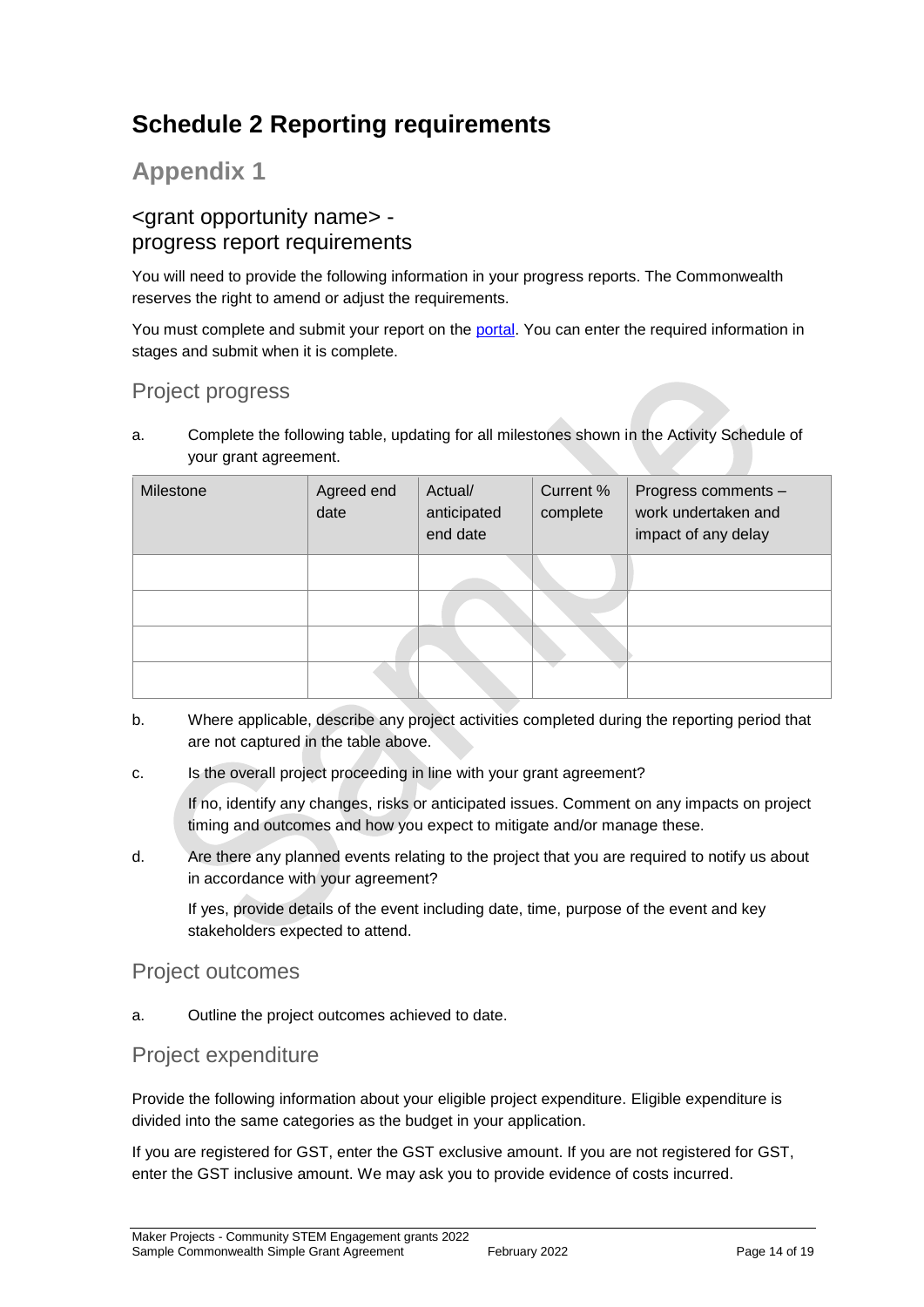# Schedule 2 Reporting requirements

## Appendix 1

### <grant opportunity name> - progress report requirements

You will need to provide the following information in your progress reports. The Commonwealth reserves the right to amend or adjust the requirements.

You must complete and submit your report on the portal. You can enter the required information in stages and submit when it is complete.

#### Project progress

a. Complete the following table, updating for all milestones shown in the Activity Schedule of your grant agreement.

| Milestone | Agreed end date | Actual/ anticipated end date | Current % complete | Progress comments – work undertaken and impact of any delay |
|---|---|---|---|---|
| | | | | |
| | | | | |
| | | | | |
| | | | | |

b. Where applicable, describe any project activities completed during the reporting period that are not captured in the table above.

c. Is the overall project proceeding in line with your grant agreement?

   If no, identify any changes, risks or anticipated issues. Comment on any impacts on project timing and outcomes and how you expect to mitigate and/or manage these.

d. Are there any planned events relating to the project that you are required to notify us about in accordance with your agreement?

   If yes, provide details of the event including date, time, purpose of the event and key stakeholders expected to attend.

#### Project outcomes

a. Outline the project outcomes achieved to date.

#### Project expenditure

Provide the following information about your eligible project expenditure. Eligible expenditure is divided into the same categories as the budget in your application.

If you are registered for GST, enter the GST exclusive amount. If you are not registered for GST, enter the GST inclusive amount. We may ask you to provide evidence of costs incurred.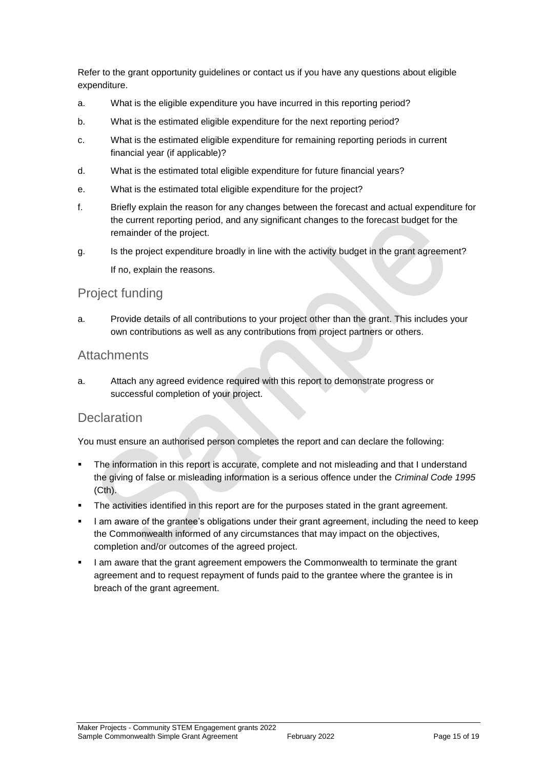Refer to the grant opportunity guidelines or contact us if you have any questions about eligible expenditure.

a. What is the eligible expenditure you have incurred in this reporting period?

b. What is the estimated eligible expenditure for the next reporting period?

c. What is the estimated eligible expenditure for remaining reporting periods in current financial year (if applicable)?

d. What is the estimated total eligible expenditure for future financial years?

e. What is the estimated total eligible expenditure for the project?

f. Briefly explain the reason for any changes between the forecast and actual expenditure for the current reporting period, and any significant changes to the forecast budget for the remainder of the project.

g. Is the project expenditure broadly in line with the activity budget in the grant agreement?

   If no, explain the reasons.

## Project funding

a. Provide details of all contributions to your project other than the grant. This includes your own contributions as well as any contributions from project partners or others.

## Attachments

a. Attach any agreed evidence required with this report to demonstrate progress or successful completion of your project.

## Declaration

You must ensure an authorised person completes the report and can declare the following:

- The information in this report is accurate, complete and not misleading and that I understand the giving of false or misleading information is a serious offence under the *Criminal Code 1995* (Cth).
- The activities identified in this report are for the purposes stated in the grant agreement.
- I am aware of the grantee's obligations under their grant agreement, including the need to keep the Commonwealth informed of any circumstances that may impact on the objectives, completion and/or outcomes of the agreed project.
- I am aware that the grant agreement empowers the Commonwealth to terminate the grant agreement and to request repayment of funds paid to the grantee where the grantee is in breach of the grant agreement.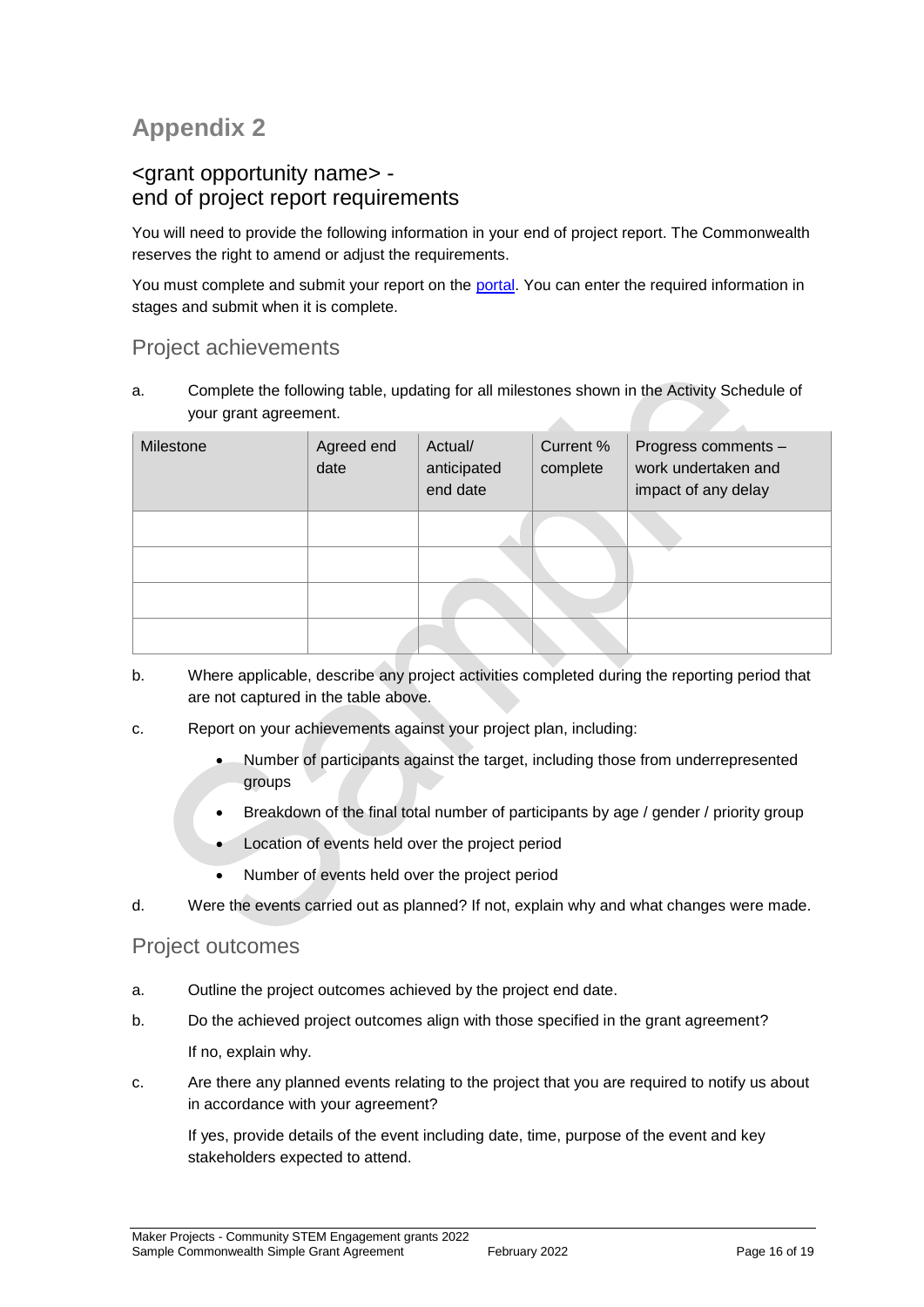# Appendix 2

## <grant opportunity name> - end of project report requirements

You will need to provide the following information in your end of project report. The Commonwealth reserves the right to amend or adjust the requirements.

You must complete and submit your report on the [portal](portal). You can enter the required information in stages and submit when it is complete.

### Project achievements

a. Complete the following table, updating for all milestones shown in the Activity Schedule of your grant agreement.

| Milestone | Agreed end date | Actual/ anticipated end date | Current % complete | Progress comments – work undertaken and impact of any delay |
|---|---|---|---|---|
| | | | | |
| | | | | |
| | | | | |
| | | | | |

b. Where applicable, describe any project activities completed during the reporting period that are not captured in the table above.

c. Report on your achievements against your project plan, including:

- Number of participants against the target, including those from underrepresented groups
- Breakdown of the final total number of participants by age / gender / priority group
- Location of events held over the project period
- Number of events held over the project period

d. Were the events carried out as planned? If not, explain why and what changes were made.

### Project outcomes

a. Outline the project outcomes achieved by the project end date.

b. Do the achieved project outcomes align with those specified in the grant agreement?

If no, explain why.

c. Are there any planned events relating to the project that you are required to notify us about in accordance with your agreement?

If yes, provide details of the event including date, time, purpose of the event and key stakeholders expected to attend.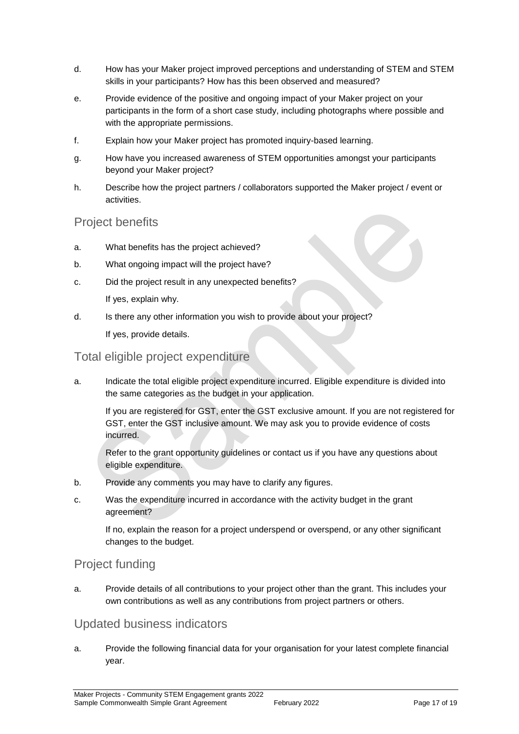d. How has your Maker project improved perceptions and understanding of STEM and STEM skills in your participants? How has this been observed and measured?

e. Provide evidence of the positive and ongoing impact of your Maker project on your participants in the form of a short case study, including photographs where possible and with the appropriate permissions.

f. Explain how your Maker project has promoted inquiry-based learning.

g. How have you increased awareness of STEM opportunities amongst your participants beyond your Maker project?

h. Describe how the project partners / collaborators supported the Maker project / event or activities.

## Project benefits

a. What benefits has the project achieved?

b. What ongoing impact will the project have?

c. Did the project result in any unexpected benefits?

   If yes, explain why.

d. Is there any other information you wish to provide about your project?

   If yes, provide details.

## Total eligible project expenditure

a. Indicate the total eligible project expenditure incurred. Eligible expenditure is divided into the same categories as the budget in your application.

   If you are registered for GST, enter the GST exclusive amount. If you are not registered for GST, enter the GST inclusive amount. We may ask you to provide evidence of costs incurred.

   Refer to the grant opportunity guidelines or contact us if you have any questions about eligible expenditure.

b. Provide any comments you may have to clarify any figures.

c. Was the expenditure incurred in accordance with the activity budget in the grant agreement?

   If no, explain the reason for a project underspend or overspend, or any other significant changes to the budget.

## Project funding

a. Provide details of all contributions to your project other than the grant. This includes your own contributions as well as any contributions from project partners or others.

## Updated business indicators

a. Provide the following financial data for your organisation for your latest complete financial year.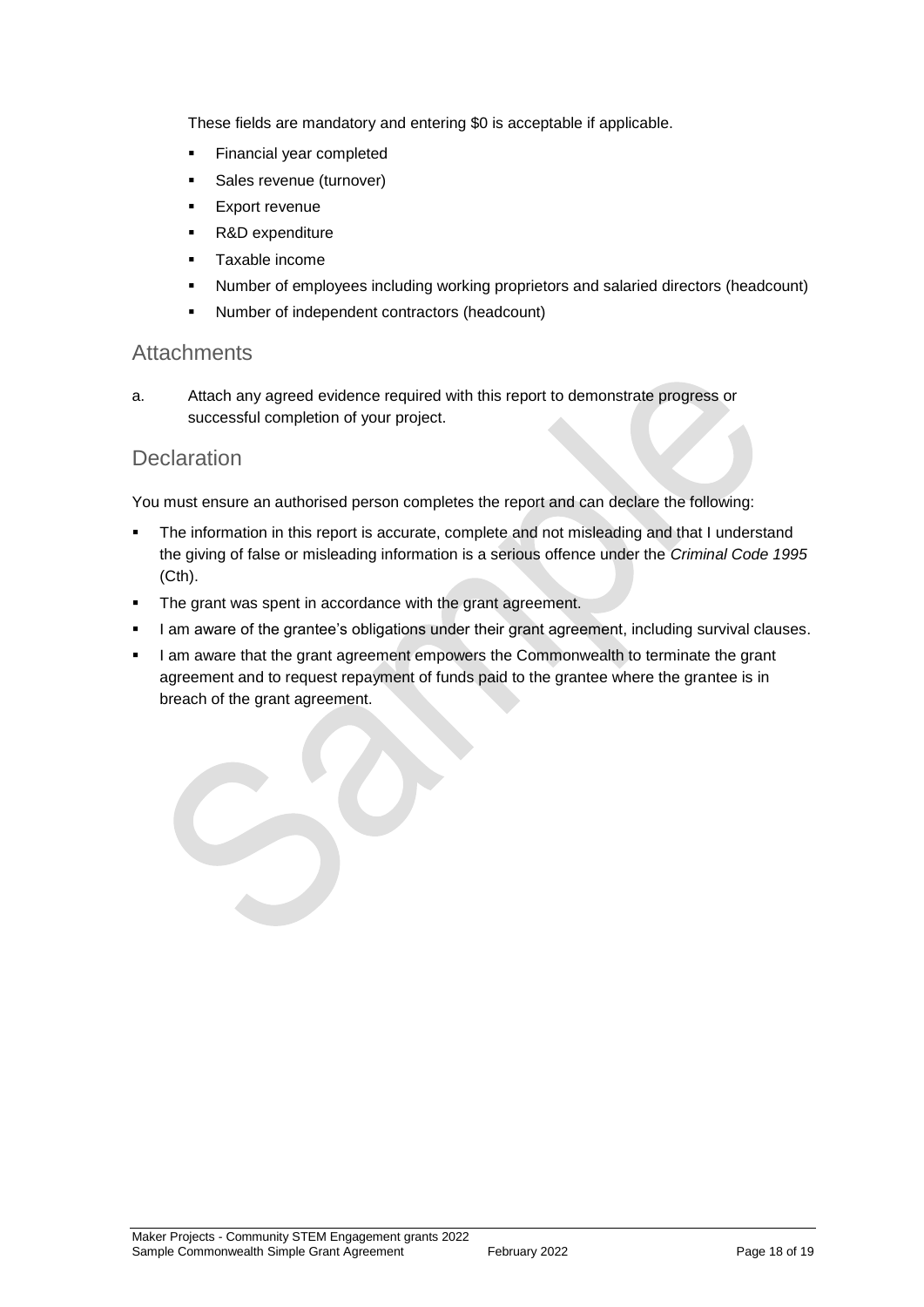These fields are mandatory and entering $0 is acceptable if applicable.

- Financial year completed
- Sales revenue (turnover)
- Export revenue
- R&D expenditure
- Taxable income
- Number of employees including working proprietors and salaried directors (headcount)
- Number of independent contractors (headcount)

## Attachments

a. Attach any agreed evidence required with this report to demonstrate progress or successful completion of your project.

## Declaration

You must ensure an authorised person completes the report and can declare the following:

- The information in this report is accurate, complete and not misleading and that I understand the giving of false or misleading information is a serious offence under the *Criminal Code 1995* (Cth).
- The grant was spent in accordance with the grant agreement.
- I am aware of the grantee's obligations under their grant agreement, including survival clauses.
- I am aware that the grant agreement empowers the Commonwealth to terminate the grant agreement and to request repayment of funds paid to the grantee where the grantee is in breach of the grant agreement.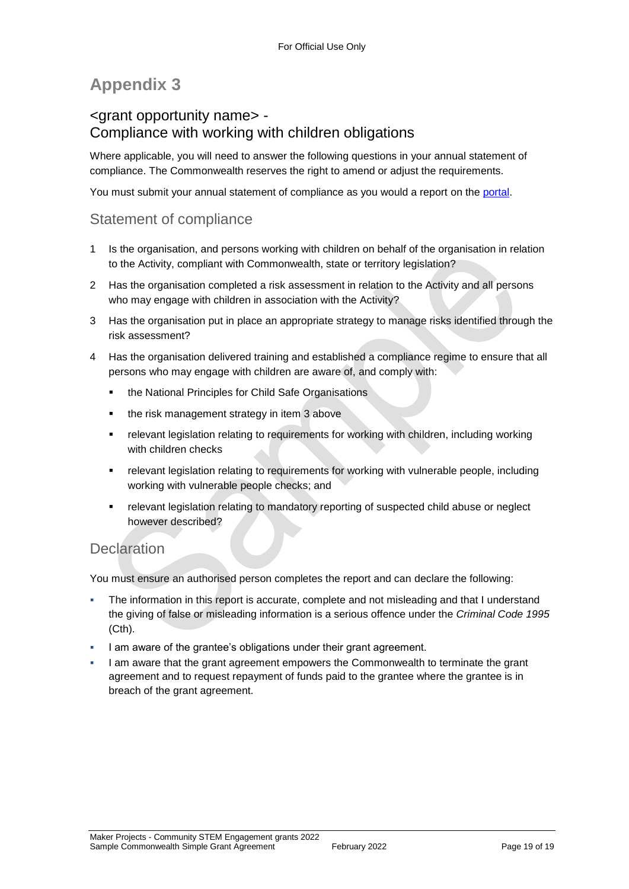# Appendix 3

## <grant opportunity name> - Compliance with working with children obligations

Where applicable, you will need to answer the following questions in your annual statement of compliance. The Commonwealth reserves the right to amend or adjust the requirements.

You must submit your annual statement of compliance as you would a report on the portal.

## Statement of compliance

1. Is the organisation, and persons working with children on behalf of the organisation in relation to the Activity, compliant with Commonwealth, state or territory legislation?
2. Has the organisation completed a risk assessment in relation to the Activity and all persons who may engage with children in association with the Activity?
3. Has the organisation put in place an appropriate strategy to manage risks identified through the risk assessment?
4. Has the organisation delivered training and established a compliance regime to ensure that all persons who may engage with children are aware of, and comply with:
   - the National Principles for Child Safe Organisations
   - the risk management strategy in item 3 above
   - relevant legislation relating to requirements for working with children, including working with children checks
   - relevant legislation relating to requirements for working with vulnerable people, including working with vulnerable people checks; and
   - relevant legislation relating to mandatory reporting of suspected child abuse or neglect however described?

## Declaration

You must ensure an authorised person completes the report and can declare the following:

- The information in this report is accurate, complete and not misleading and that I understand the giving of false or misleading information is a serious offence under the *Criminal Code 1995* (Cth).
- I am aware of the grantee's obligations under their grant agreement.
- I am aware that the grant agreement empowers the Commonwealth to terminate the grant agreement and to request repayment of funds paid to the grantee where the grantee is in breach of the grant agreement.